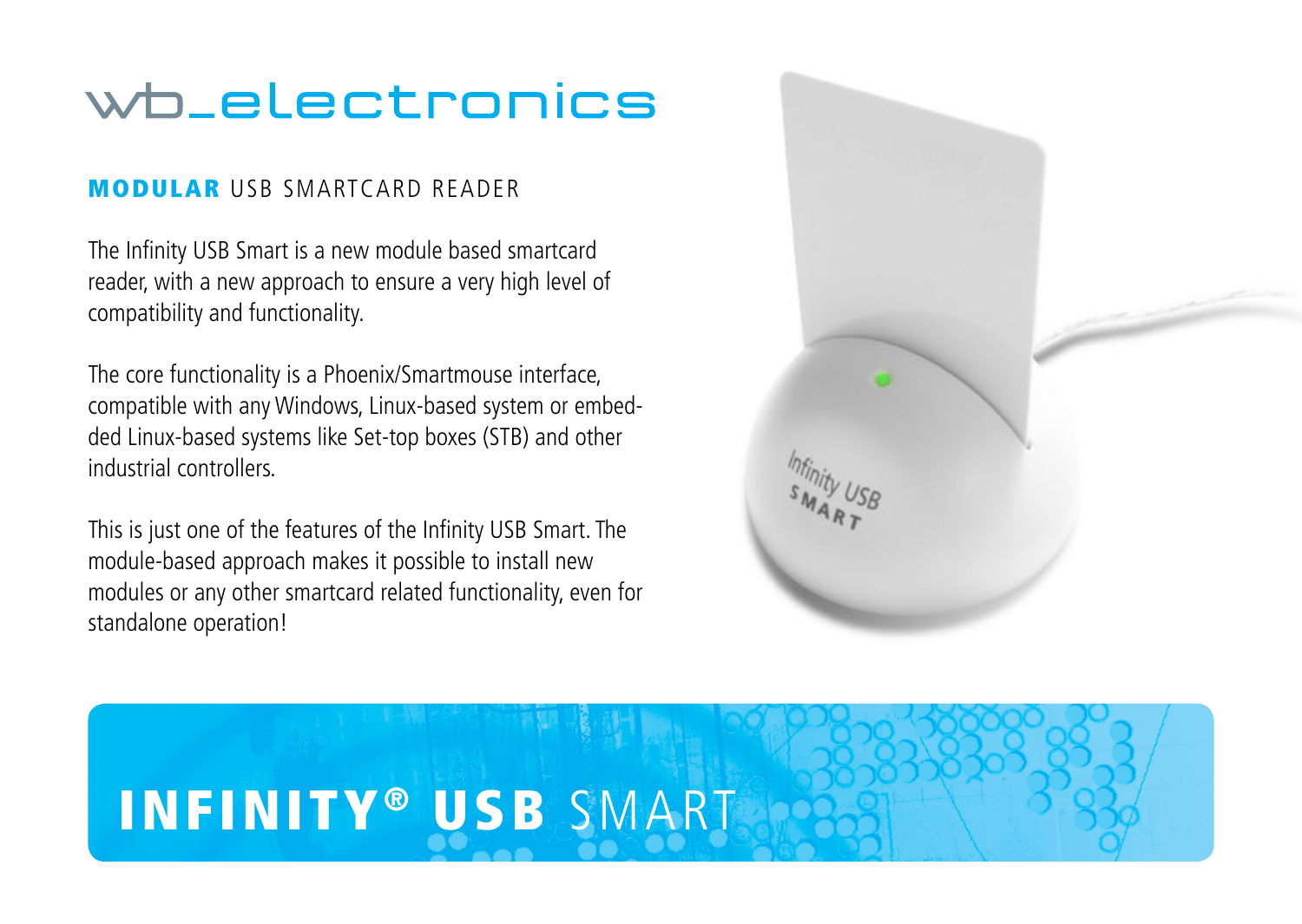# wb_electronics

## **MODULAR** USB SMARTCARD READER

The Infinity USB Smart is a new module based smartcard reader, with a new approach to ensure a very high level of compatibility and functionality.

The core functionality is a Phoenix/Smartmouse interface, compatible with any Windows, Linux-based system or embedded Linux-based systems like Set-top boxes (STB) and other industrial controllers.

This is just one of the features of the Infinity USB Smart. The module-based approach makes it possible to install new modules or any other smartcard related functionality, even for standalone operation!

# INFINITY® USB SMART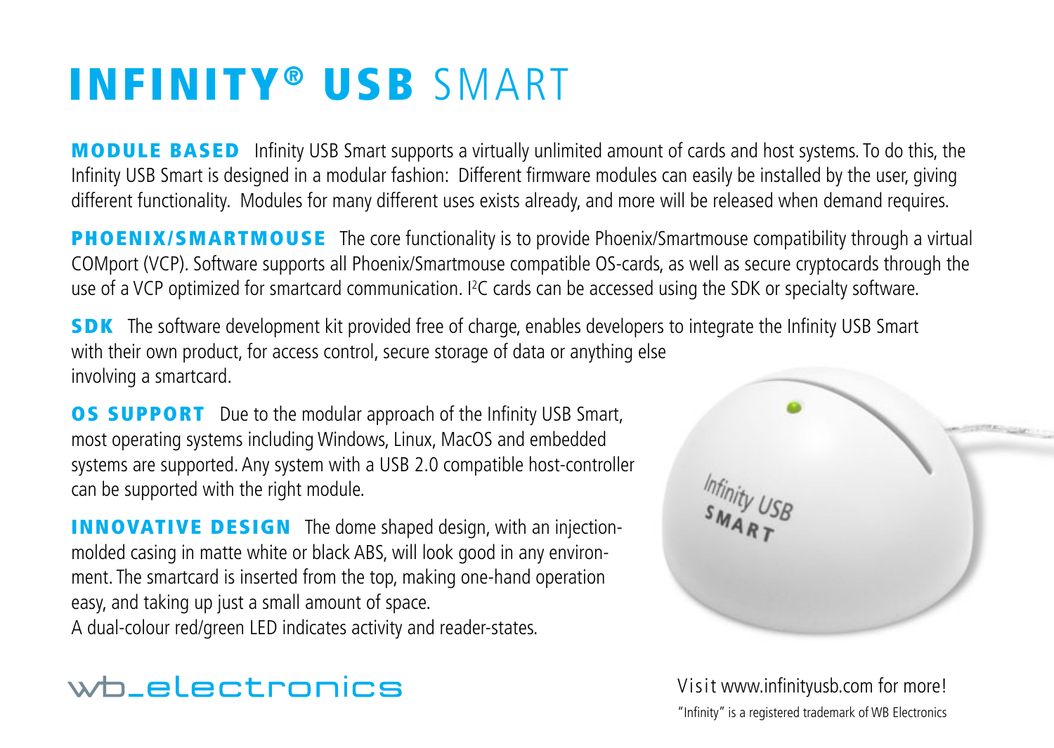# INFINITY® USB SMART

**MODULE BASED** Infinity USB Smart supports a virtually unlimited amount of cards and host systems. To do this, the Infinity USB Smart is designed in a modular fashion: Different firmware modules can easily be installed by the user, giving different functionality. Modules for many different uses exists already, and more will be released when demand requires.

**PHOENIX/SMARTMOUSE** The core functionality is to provide Phoenix/Smartmouse compatibility through a virtual COMport (VCP). Software supports all Phoenix/Smartmouse compatible OS-cards, as well as secure cryptocards through the use of a VCP optimized for smartcard communication. $I^2C$ cards can be accessed using the SDK or specialty software.

**SDK** The software development kit provided free of charge, enables developers to integrate the Infinity USB Smart with their own product, for access control, secure storage of data or anything else involving a smartcard.

**OS SUPPORT** Due to the modular approach of the Infinity USB Smart, most operating systems including Windows, Linux, MacOS and embedded systems are supported. Any system with a USB 2.0 compatible host-controller can be supported with the right module.

**INNOVATIVE DESIGN** The dome shaped design, with an injection-molded casing in matte white or black ABS, will look good in any environment. The smartcard is inserted from the top, making one-hand operation easy, and taking up just a small amount of space.
A dual-colour red/green LED indicates activity and reader-states.

wb_electronics

Visit www.infinityusb.com for more!

"Infinity" is a registered trademark of WB Electronics